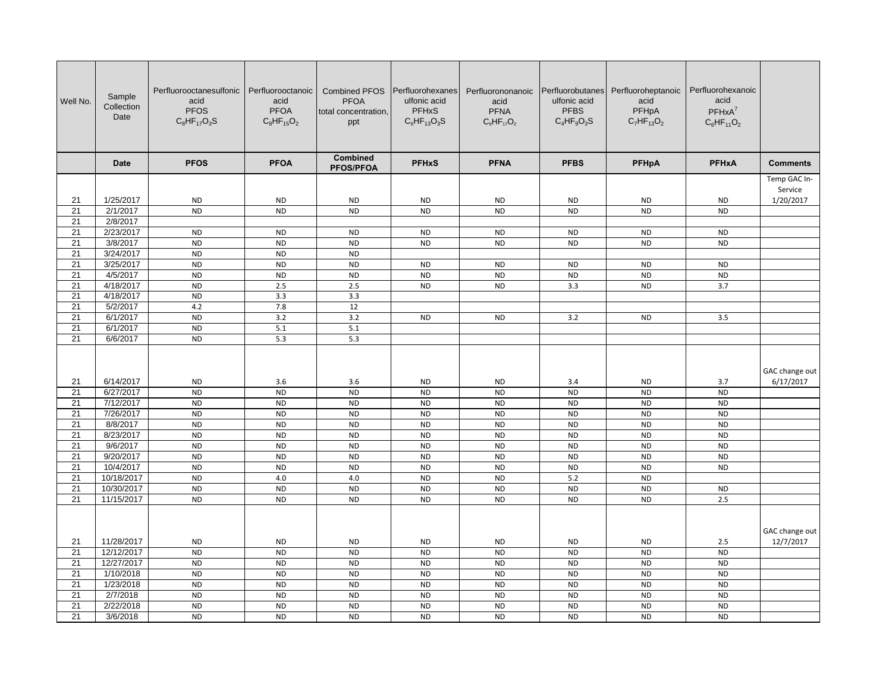| Well No. | Sample Collection Date | Perfluorooctanesulfonic acid PFOS $C_8HF_{17}O_3S$ | Perfluorooctanoic acid PFOA $C_8HF_{15}O_2$ | Combined PFOS PFOA total concentration, ppt | Perfluorohexanesulfonic acid PFHxS $C_6HF_{13}O_3S$ | Perfluorononanoic acid PFNA $C_9HF_{17}O_2$ | Perfluorobutanesulfonic acid PFBS $C_4HF_9O_3S$ | Perfluoroheptanoic acid PFHpA $C_7HF_{13}O_2$ | Perfluorohexanoic acid PFHxA[7] $C_6HF_{11}O_2$ | |
|---|---|---|---|---|---|---|---|---|---|---|
| | **Date** | **PFOS** | **PFOA** | **Combined PFOS/PFOA** | **PFHxS** | **PFNA** | **PFBS** | **PFHpA** | **PFHxA** | **Comments** |
| 21 | 1/25/2017 | ND | ND | ND | ND | ND | ND | ND | ND | Temp GAC In-Service 1/20/2017 |
| 21 | 2/1/2017 | ND | ND | ND | ND | ND | ND | ND | ND | |
| 21 | 2/8/2017 | | | | | | | | | |
| 21 | 2/23/2017 | ND | ND | ND | ND | ND | ND | ND | ND | |
| 21 | 3/8/2017 | ND | ND | ND | ND | ND | ND | ND | ND | |
| 21 | 3/24/2017 | ND | ND | ND | | | | | | |
| 21 | 3/25/2017 | ND | ND | ND | ND | ND | ND | ND | ND | |
| 21 | 4/5/2017 | ND | ND | ND | ND | ND | ND | ND | ND | |
| 21 | 4/18/2017 | ND | 2.5 | 2.5 | ND | ND | 3.3 | ND | 3.7 | |
| 21 | 4/18/2017 | ND | 3.3 | 3.3 | | | | | | |
| 21 | 5/2/2017 | 4.2 | 7.8 | 12 | | | | | | |
| 21 | 6/1/2017 | ND | 3.2 | 3.2 | ND | ND | 3.2 | ND | 3.5 | |
| 21 | 6/1/2017 | ND | 5.1 | 5.1 | | | | | | |
| 21 | 6/6/2017 | ND | 5.3 | 5.3 | | | | | | |
| 21 | 6/14/2017 | ND | 3.6 | 3.6 | ND | ND | 3.4 | ND | 3.7 | GAC change out 6/17/2017 |
| 21 | 6/27/2017 | ND | ND | ND | ND | ND | ND | ND | ND | |
| 21 | 7/12/2017 | ND | ND | ND | ND | ND | ND | ND | ND | |
| 21 | 7/26/2017 | ND | ND | ND | ND | ND | ND | ND | ND | |
| 21 | 8/8/2017 | ND | ND | ND | ND | ND | ND | ND | ND | |
| 21 | 8/23/2017 | ND | ND | ND | ND | ND | ND | ND | ND | |
| 21 | 9/6/2017 | ND | ND | ND | ND | ND | ND | ND | ND | |
| 21 | 9/20/2017 | ND | ND | ND | ND | ND | ND | ND | ND | |
| 21 | 10/4/2017 | ND | ND | ND | ND | ND | ND | ND | ND | |
| 21 | 10/18/2017 | ND | 4.0 | 4.0 | ND | ND | 5.2 | ND | | |
| 21 | 10/30/2017 | ND | ND | ND | ND | ND | ND | ND | ND | |
| 21 | 11/15/2017 | ND | ND | ND | ND | ND | ND | ND | 2.5 | |
| 21 | 11/28/2017 | ND | ND | ND | ND | ND | ND | ND | 2.5 | GAC change out 12/7/2017 |
| 21 | 12/12/2017 | ND | ND | ND | ND | ND | ND | ND | ND | |
| 21 | 12/27/2017 | ND | ND | ND | ND | ND | ND | ND | ND | |
| 21 | 1/10/2018 | ND | ND | ND | ND | ND | ND | ND | ND | |
| 21 | 1/23/2018 | ND | ND | ND | ND | ND | ND | ND | ND | |
| 21 | 2/7/2018 | ND | ND | ND | ND | ND | ND | ND | ND | |
| 21 | 2/22/2018 | ND | ND | ND | ND | ND | ND | ND | ND | |
| 21 | 3/6/2018 | ND | ND | ND | ND | ND | ND | ND | ND | |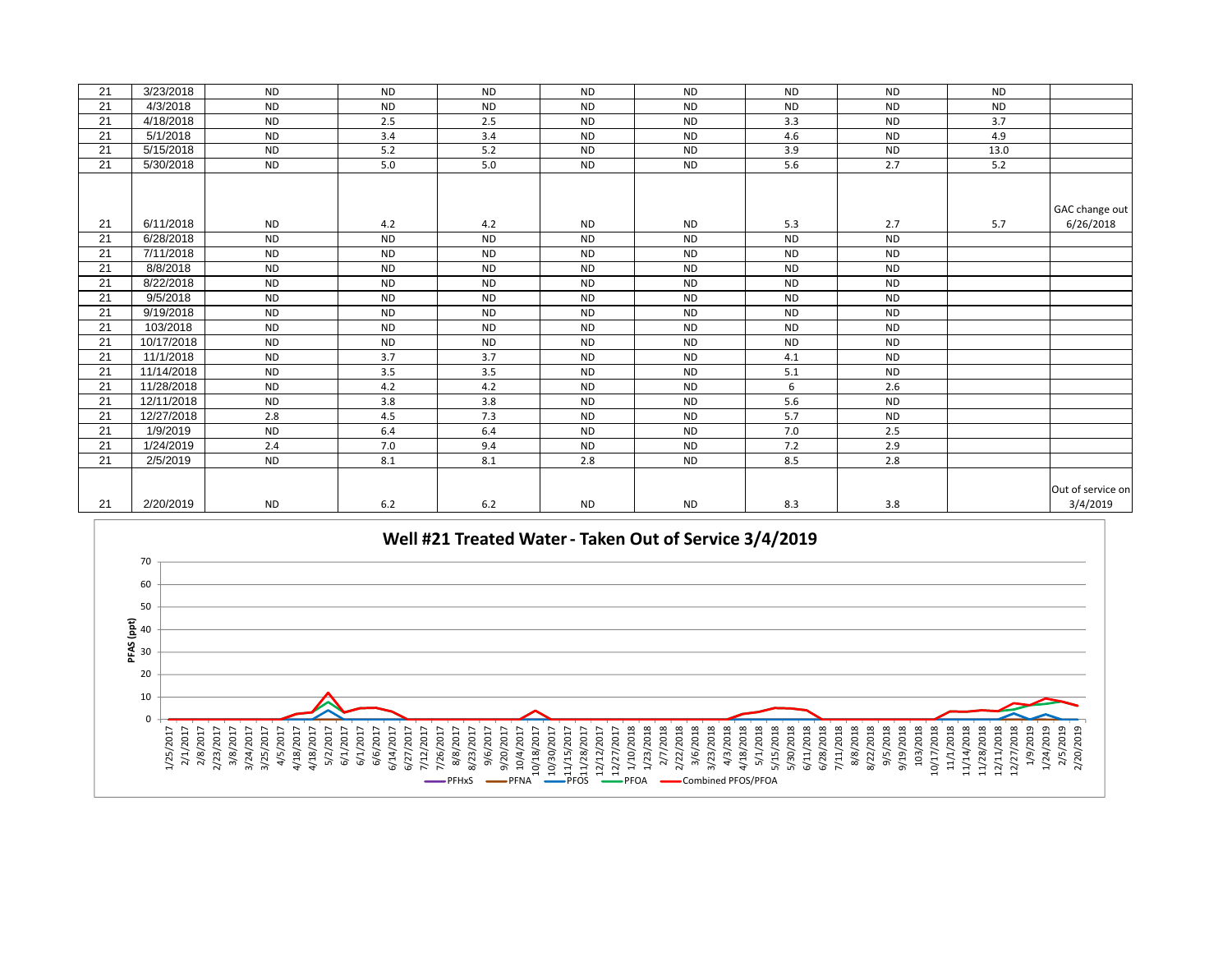| | | | | | | | | | |
|---|---|---|---|---|---|---|---|---|---|
| 21 | 3/23/2018 | ND | ND | ND | ND | ND | ND | ND | ND | |
| 21 | 4/3/2018 | ND | ND | ND | ND | ND | ND | ND | ND | |
| 21 | 4/18/2018 | ND | 2.5 | 2.5 | ND | ND | 3.3 | ND | 3.7 | |
| 21 | 5/1/2018 | ND | 3.4 | 3.4 | ND | ND | 4.6 | ND | 4.9 | |
| 21 | 5/15/2018 | ND | 5.2 | 5.2 | ND | ND | 3.9 | ND | 13.0 | |
| 21 | 5/30/2018 | ND | 5.0 | 5.0 | ND | ND | 5.6 | 2.7 | 5.2 | |
| 21 | 6/11/2018 | ND | 4.2 | 4.2 | ND | ND | 5.3 | 2.7 | 5.7 | GAC change out 6/26/2018 |
| 21 | 6/28/2018 | ND | ND | ND | ND | ND | ND | ND | | |
| 21 | 7/11/2018 | ND | ND | ND | ND | ND | ND | ND | | |
| 21 | 8/8/2018 | ND | ND | ND | ND | ND | ND | ND | | |
| 21 | 8/22/2018 | ND | ND | ND | ND | ND | ND | ND | | |
| 21 | 9/5/2018 | ND | ND | ND | ND | ND | ND | ND | | |
| 21 | 9/19/2018 | ND | ND | ND | ND | ND | ND | ND | | |
| 21 | 103/2018 | ND | ND | ND | ND | ND | ND | ND | | |
| 21 | 10/17/2018 | ND | ND | ND | ND | ND | ND | ND | | |
| 21 | 11/1/2018 | ND | 3.7 | 3.7 | ND | ND | 4.1 | ND | | |
| 21 | 11/14/2018 | ND | 3.5 | 3.5 | ND | ND | 5.1 | ND | | |
| 21 | 11/28/2018 | ND | 4.2 | 4.2 | ND | ND | 6 | 2.6 | | |
| 21 | 12/11/2018 | ND | 3.8 | 3.8 | ND | ND | 5.6 | ND | | |
| 21 | 12/27/2018 | 2.8 | 4.5 | 7.3 | ND | ND | 5.7 | ND | | |
| 21 | 1/9/2019 | ND | 6.4 | 6.4 | ND | ND | 7.0 | 2.5 | | |
| 21 | 1/24/2019 | 2.4 | 7.0 | 9.4 | ND | ND | 7.2 | 2.9 | | |
| 21 | 2/5/2019 | ND | 8.1 | 8.1 | 2.8 | ND | 8.5 | 2.8 | | |
| 21 | 2/20/2019 | ND | 6.2 | 6.2 | ND | ND | 8.3 | 3.8 | | Out of service on 3/4/2019 |

Well #21 Treated Water - Taken Out of Service 3/4/2019

PFAS (ppt)

0 10 20 30 40 50 60 70

1/25/2017 2/1/2017 2/8/2017 2/23/2017 3/8/2017 3/24/2017 3/25/2017 4/5/2017 4/18/2017 4/18/2017 5/2/2017 6/1/2017 6/1/2017 6/6/2017 6/14/2017 6/27/2017 7/12/2017 7/26/2017 8/8/2017 8/23/2017 9/6/2017 9/20/2017 10/4/2017 10/18/2017 10/30/2017 11/15/2017 11/28/2017 12/12/2017 12/27/2017 1/10/2018 1/23/2018 2/7/2018 2/22/2018 3/6/2018 3/23/2018 4/3/2018 4/18/2018 5/1/2018 5/15/2018 5/30/2018 6/11/2018 6/28/2018 7/11/2018 8/8/2018 8/22/2018 9/5/2018 9/19/2018 103/2018 10/17/2018 11/1/2018 11/14/2018 11/28/2018 12/11/2018 12/27/2018 1/9/2019 1/24/2019 2/5/2019 2/20/2019

PFHxS PFNA PFOS PFOA Combined PFOS/PFOA